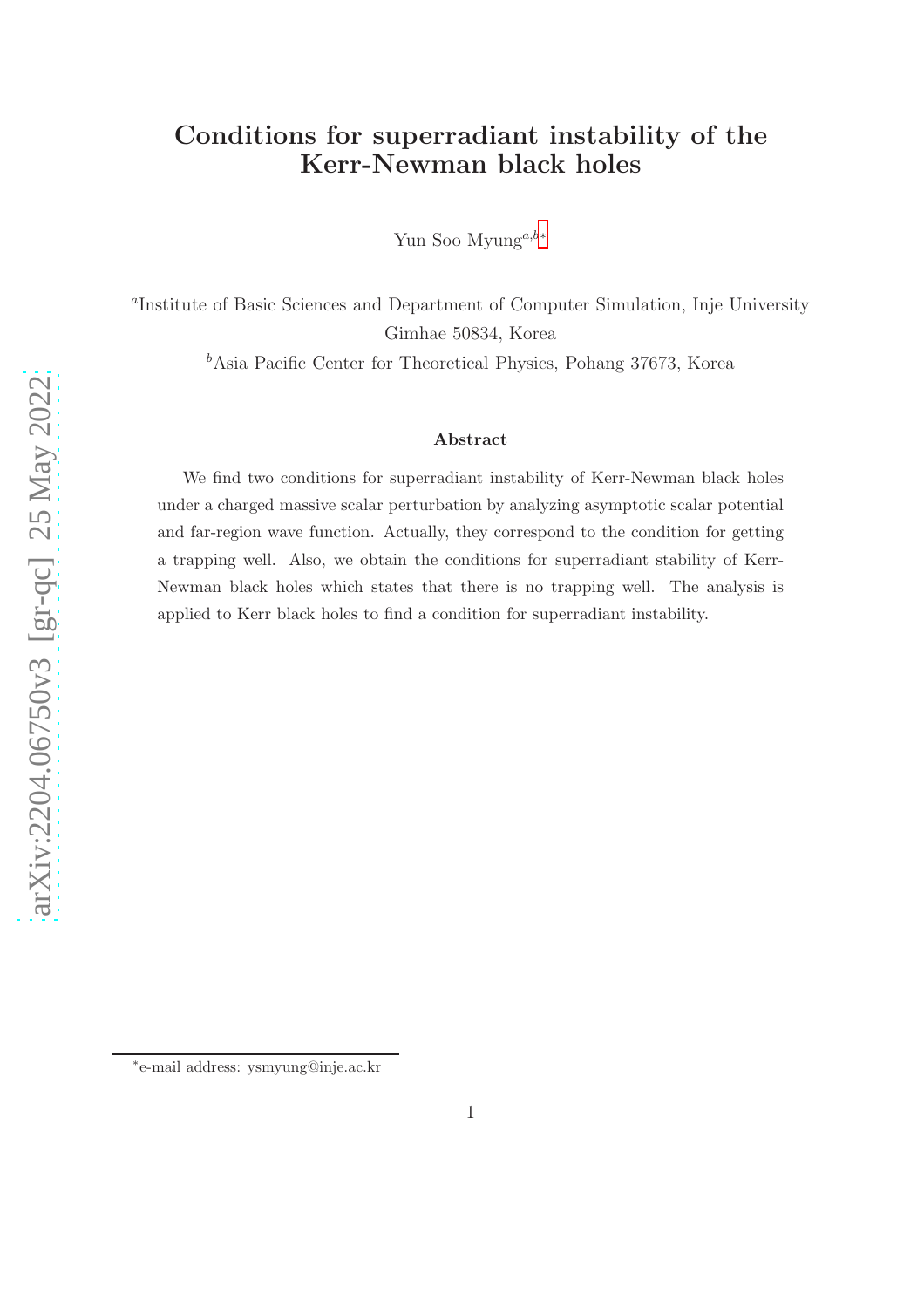# Conditions for superradiant instability of the Kerr-Newman black holes

Yun Soo Myung[a,b*]

[a]Institute of Basic Sciences and Department of Computer Simulation, Inje University Gimhae 50834, Korea

[b]Asia Pacific Center for Theoretical Physics, Pohang 37673, Korea

### Abstract

We find two conditions for superradiant instability of Kerr-Newman black holes under a charged massive scalar perturbation by analyzing asymptotic scalar potential and far-region wave function. Actually, they correspond to the condition for getting a trapping well. Also, we obtain the conditions for superradiant stability of Kerr-Newman black holes which states that there is no trapping well. The analysis is applied to Kerr black holes to find a condition for superradiant instability.

---

*e-mail address: ysmyung@inje.ac.kr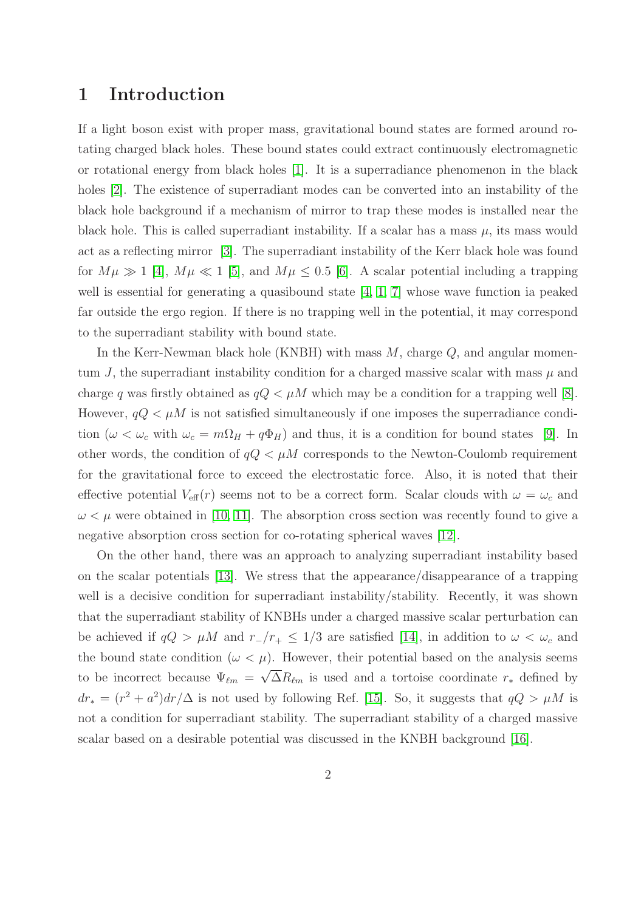# 1 Introduction

If a light boson exist with proper mass, gravitational bound states are formed around rotating charged black holes. These bound states could extract continuously electromagnetic or rotational energy from black holes [1]. It is a superradiance phenomenon in the black holes [2]. The existence of superradiant modes can be converted into an instability of the black hole background if a mechanism of mirror to trap these modes is installed near the black hole. This is called superradiant instability. If a scalar has a mass $\mu$, its mass would act as a reflecting mirror [3]. The superradiant instability of the Kerr black hole was found for $M\mu \gg 1$ [4], $M\mu \ll 1$ [5], and $M\mu \leq 0.5$ [6]. A scalar potential including a trapping well is essential for generating a quasibound state [4, 1, 7] whose wave function ia peaked far outside the ergo region. If there is no trapping well in the potential, it may correspond to the superradiant stability with bound state.

In the Kerr-Newman black hole (KNBH) with mass $M$, charge $Q$, and angular momentum $J$, the superradiant instability condition for a charged massive scalar with mass $\mu$ and charge $q$ was firstly obtained as $qQ < \mu M$ which may be a condition for a trapping well [8]. However, $qQ < \mu M$ is not satisfied simultaneously if one imposes the superradiance condition ($\omega < \omega_c$ with $\omega_c = m\Omega_H + q\Phi_H$) and thus, it is a condition for bound states [9]. In other words, the condition of $qQ < \mu M$ corresponds to the Newton-Coulomb requirement for the gravitational force to exceed the electrostatic force. Also, it is noted that their effective potential $V_{\rm eff}(r)$ seems not to be a correct form. Scalar clouds with $\omega = \omega_c$ and $\omega < \mu$ were obtained in [10, 11]. The absorption cross section was recently found to give a negative absorption cross section for co-rotating spherical waves [12].

On the other hand, there was an approach to analyzing superradiant instability based on the scalar potentials [13]. We stress that the appearance/disappearance of a trapping well is a decisive condition for superradiant instability/stability. Recently, it was shown that the superradiant stability of KNBHs under a charged massive scalar perturbation can be achieved if $qQ > \mu M$ and $r_-/r_+ \leq 1/3$ are satisfied [14], in addition to $\omega < \omega_c$ and the bound state condition ($\omega < \mu$). However, their potential based on the analysis seems to be incorrect because $\Psi_{\ell m} = \sqrt{\Delta}R_{\ell m}$ is used and a tortoise coordinate $r_*$ defined by $dr_* = (r^2 + a^2)dr/\Delta$ is not used by following Ref. [15]. So, it suggests that $qQ > \mu M$ is not a condition for superradiant stability. The superradiant stability of a charged massive scalar based on a desirable potential was discussed in the KNBH background [16].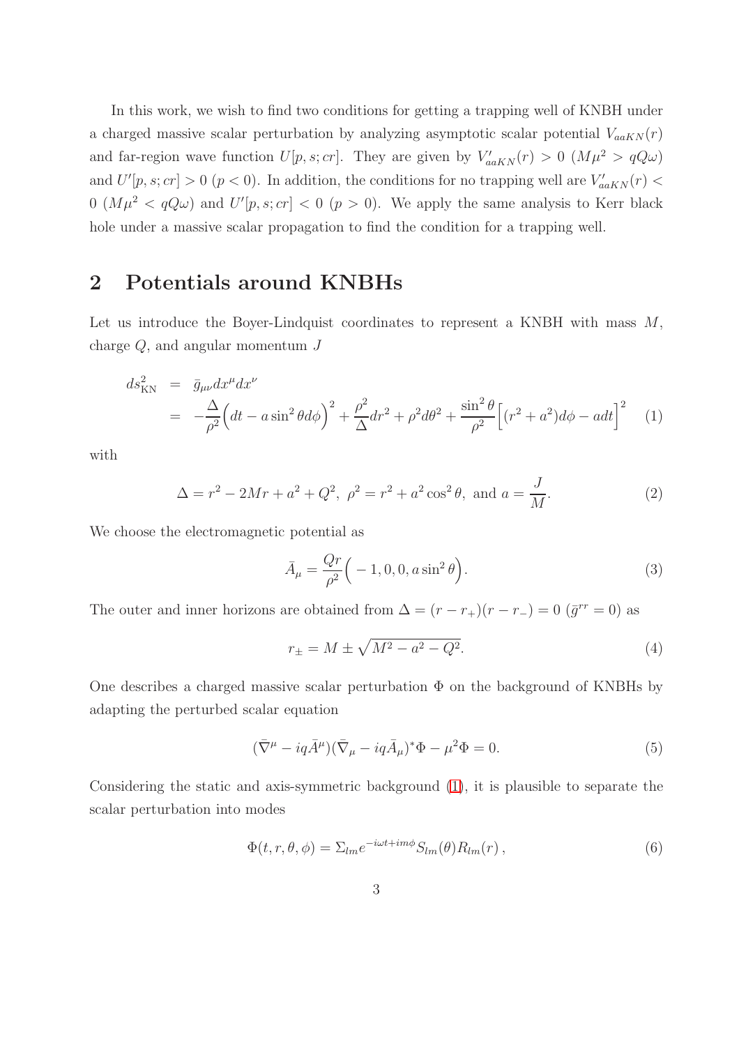In this work, we wish to find two conditions for getting a trapping well of KNBH under a charged massive scalar perturbation by analyzing asymptotic scalar potential $V_{aaKN}(r)$ and far-region wave function $U[p, s; cr]$. They are given by $V'_{aaKN}(r) > 0$ ($M\mu^2 > qQ\omega$) and $U'[p, s; cr] > 0$ ($p < 0$). In addition, the conditions for no trapping well are $V'_{aaKN}(r) < 0$ ($M\mu^2 < qQ\omega$) and $U'[p, s; cr] < 0$ ($p > 0$). We apply the same analysis to Kerr black hole under a massive scalar propagation to find the condition for a trapping well.

## 2 Potentials around KNBHs

Let us introduce the Boyer-Lindquist coordinates to represent a KNBH with mass $M$, charge $Q$, and angular momentum $J$

$$
\begin{aligned}
ds^2_{\rm KN} &= \bar{g}_{\mu\nu}dx^\mu dx^\nu \\
&= -\frac{\Delta}{\rho^2}\Big(dt - a\sin^2\theta d\phi\Big)^2 + \frac{\rho^2}{\Delta}dr^2 + \rho^2 d\theta^2 + \frac{\sin^2\theta}{\rho^2}\Big[(r^2+a^2)d\phi - adt\Big]^2 \qquad (1)
\end{aligned}
$$

with

$$
\Delta = r^2 - 2Mr + a^2 + Q^2,\ \rho^2 = r^2 + a^2\cos^2\theta,\ \text{and}\ a = \frac{J}{M}. \qquad (2)
$$

We choose the electromagnetic potential as

$$
\bar{A}_\mu = \frac{Qr}{\rho^2}\Big(-1, 0, 0, a\sin^2\theta\Big). \qquad (3)
$$

The outer and inner horizons are obtained from $\Delta = (r - r_+)(r - r_-) = 0$ ($\bar{g}^{rr} = 0$) as

$$
r_\pm = M \pm \sqrt{M^2 - a^2 - Q^2}. \qquad (4)
$$

One describes a charged massive scalar perturbation $\Phi$ on the background of KNBHs by adapting the perturbed scalar equation

$$
(\bar{\nabla}^\mu - iq\bar{A}^\mu)(\bar{\nabla}_\mu - iq\bar{A}_\mu)^*\Phi - \mu^2\Phi = 0. \qquad (5)
$$

Considering the static and axis-symmetric background (1), it is plausible to separate the scalar perturbation into modes

$$
\Phi(t, r, \theta, \phi) = \Sigma_{lm} e^{-i\omega t + im\phi} S_{lm}(\theta) R_{lm}(r)\,, \qquad (6)
$$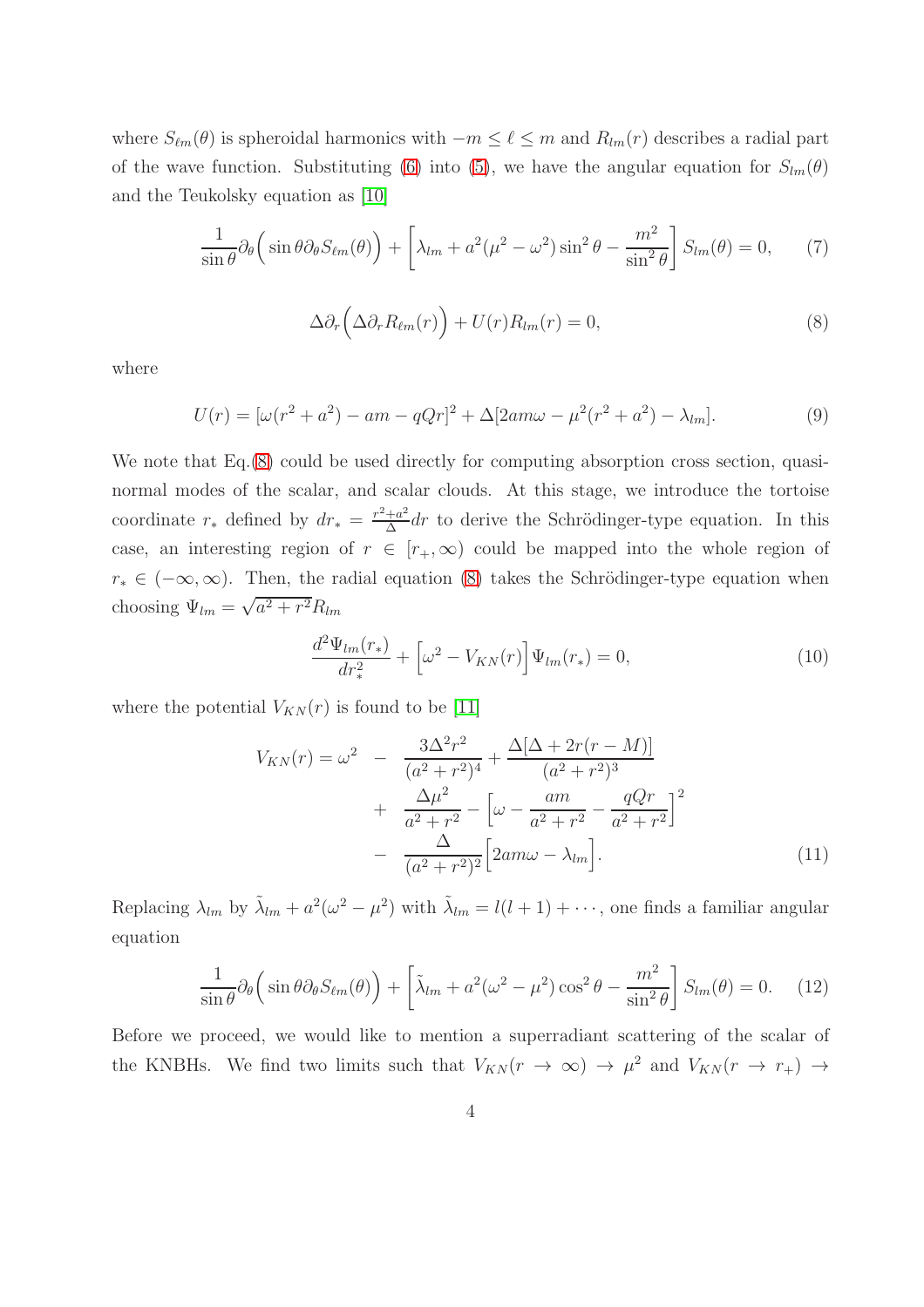where $S_{\ell m}(\theta)$ is spheroidal harmonics with $-m \leq \ell \leq m$ and $R_{lm}(r)$ describes a radial part of the wave function. Substituting (6) into (5), we have the angular equation for $S_{lm}(\theta)$ and the Teukolsky equation as [10]

$$\frac{1}{\sin\theta}\partial_\theta\Big(\sin\theta\partial_\theta S_{\ell m}(\theta)\Big) + \left[\lambda_{lm} + a^2(\mu^2-\omega^2)\sin^2\theta - \frac{m^2}{\sin^2\theta}\right]S_{lm}(\theta) = 0, \tag{7}$$

$$\Delta\partial_r\Big(\Delta\partial_r R_{\ell m}(r)\Big) + U(r)R_{lm}(r) = 0, \tag{8}$$

where

$$U(r) = [\omega(r^2+a^2) - am - qQr]^2 + \Delta[2am\omega - \mu^2(r^2+a^2) - \lambda_{lm}]. \tag{9}$$

We note that Eq.(8) could be used directly for computing absorption cross section, quasinormal modes of the scalar, and scalar clouds. At this stage, we introduce the tortoise coordinate $r_*$ defined by $dr_* = \frac{r^2+a^2}{\Delta}dr$ to derive the Schrödinger-type equation. In this case, an interesting region of $r \in [r_+, \infty)$ could be mapped into the whole region of $r_* \in (-\infty, \infty)$. Then, the radial equation (8) takes the Schrödinger-type equation when choosing $\Psi_{lm} = \sqrt{a^2+r^2}R_{lm}$

$$\frac{d^2\Psi_{lm}(r_*)}{dr_*^2} + \Big[\omega^2 - V_{KN}(r)\Big]\Psi_{lm}(r_*) = 0, \tag{10}$$

where the potential $V_{KN}(r)$ is found to be [11]

$$\begin{aligned}
V_{KN}(r) = \omega^2 &- \frac{3\Delta^2 r^2}{(a^2+r^2)^4} + \frac{\Delta[\Delta + 2r(r-M)]}{(a^2+r^2)^3} \\
&+ \frac{\Delta\mu^2}{a^2+r^2} - \left[\omega - \frac{am}{a^2+r^2} - \frac{qQr}{a^2+r^2}\right]^2 \\
&- \frac{\Delta}{(a^2+r^2)^2}\Big[2am\omega - \lambda_{lm}\Big].
\end{aligned} \tag{11}$$

Replacing $\lambda_{lm}$ by $\tilde{\lambda}_{lm} + a^2(\omega^2-\mu^2)$ with $\tilde{\lambda}_{lm} = l(l+1) + \cdots$, one finds a familiar angular equation

$$\frac{1}{\sin\theta}\partial_\theta\Big(\sin\theta\partial_\theta S_{\ell m}(\theta)\Big) + \left[\tilde{\lambda}_{lm} + a^2(\omega^2-\mu^2)\cos^2\theta - \frac{m^2}{\sin^2\theta}\right]S_{lm}(\theta) = 0. \tag{12}$$

Before we proceed, we would like to mention a superradiant scattering of the scalar of the KNBHs. We find two limits such that $V_{KN}(r \to \infty) \to \mu^2$ and $V_{KN}(r \to r_+) \to$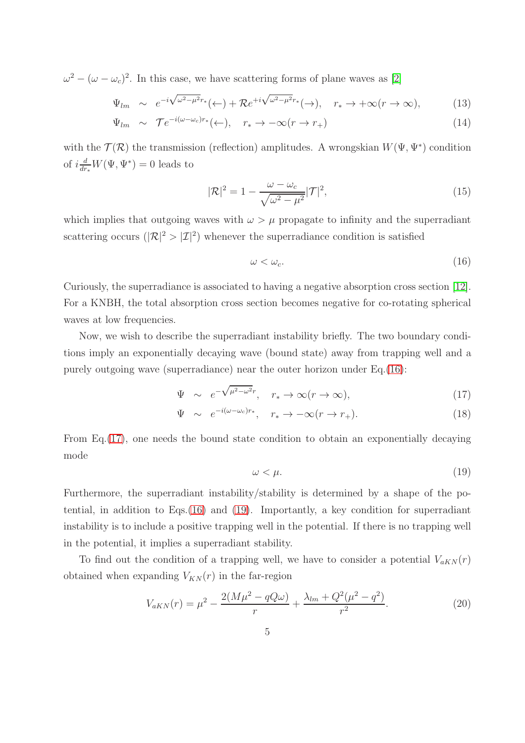$\omega^2 - (\omega - \omega_c)^2$. In this case, we have scattering forms of plane waves as [2]

$$\Psi_{lm} \sim e^{-i\sqrt{\omega^2-\mu^2}r_*}(\leftarrow) + \mathcal{R}e^{+i\sqrt{\omega^2-\mu^2}r_*}(\rightarrow), \quad r_* \to +\infty(r \to \infty), \tag{13}$$

$$\Psi_{lm} \sim \mathcal{T}e^{-i(\omega-\omega_c)r_*}(\leftarrow), \quad r_* \to -\infty(r \to r_+) \tag{14}$$

with the $\mathcal{T}(\mathcal{R})$ the transmission (reflection) amplitudes. A wrongskian $W(\Psi, \Psi^*)$ condition of $i\frac{d}{dr_*}W(\Psi, \Psi^*) = 0$ leads to

$$|\mathcal{R}|^2 = 1 - \frac{\omega - \omega_c}{\sqrt{\omega^2 - \mu^2}}|\mathcal{T}|^2, \tag{15}$$

which implies that outgoing waves with $\omega > \mu$ propagate to infinity and the superradiant scattering occurs ($|\mathcal{R}|^2 > |\mathcal{I}|^2$) whenever the superradiance condition is satisfied

$$\omega < \omega_c. \tag{16}$$

Curiously, the superradiance is associated to having a negative absorption cross section [12]. For a KNBH, the total absorption cross section becomes negative for co-rotating spherical waves at low frequencies.

Now, we wish to describe the superradiant instability briefly. The two boundary conditions imply an exponentially decaying wave (bound state) away from trapping well and a purely outgoing wave (superradiance) near the outer horizon under Eq.(16):

$$\Psi \sim e^{-\sqrt{\mu^2-\omega^2}r}, \quad r_* \to \infty(r \to \infty), \tag{17}$$

$$\Psi \sim e^{-i(\omega-\omega_c)r_*}, \quad r_* \to -\infty(r \to r_+). \tag{18}$$

From Eq.(17), one needs the bound state condition to obtain an exponentially decaying mode

$$\omega < \mu. \tag{19}$$

Furthermore, the superradiant instability/stability is determined by a shape of the potential, in addition to Eqs.(16) and (19). Importantly, a key condition for superradiant instability is to include a positive trapping well in the potential. If there is no trapping well in the potential, it implies a superradiant stability.

To find out the condition of a trapping well, we have to consider a potential $V_{aKN}(r)$ obtained when expanding $V_{KN}(r)$ in the far-region

$$V_{aKN}(r) = \mu^2 - \frac{2(M\mu^2 - qQ\omega)}{r} + \frac{\lambda_{lm} + Q^2(\mu^2 - q^2)}{r^2}. \tag{20}$$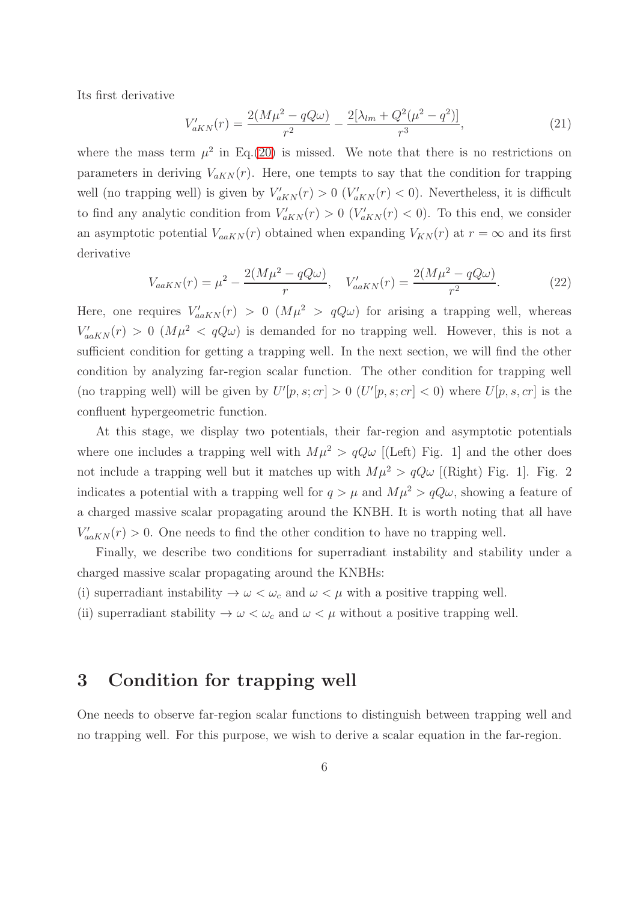Its first derivative

$$V'_{aKN}(r) = \frac{2(M\mu^2 - qQ\omega)}{r^2} - \frac{2[\lambda_{lm} + Q^2(\mu^2 - q^2)]}{r^3}, \tag{21}$$

where the mass term $\mu^2$ in Eq.(20) is missed. We note that there is no restrictions on parameters in deriving $V_{aKN}(r)$. Here, one tempts to say that the condition for trapping well (no trapping well) is given by $V'_{aKN}(r) > 0$ ($V'_{aKN}(r) < 0$). Nevertheless, it is difficult to find any analytic condition from $V'_{aKN}(r) > 0$ ($V'_{aKN}(r) < 0$). To this end, we consider an asymptotic potential $V_{aaKN}(r)$ obtained when expanding $V_{KN}(r)$ at $r = \infty$ and its first derivative

$$V_{aaKN}(r) = \mu^2 - \frac{2(M\mu^2 - qQ\omega)}{r}, \quad V'_{aaKN}(r) = \frac{2(M\mu^2 - qQ\omega)}{r^2}. \tag{22}$$

Here, one requires $V'_{aaKN}(r) > 0$ ($M\mu^2 > qQ\omega$) for arising a trapping well, whereas $V'_{aaKN}(r) > 0$ ($M\mu^2 < qQ\omega$) is demanded for no trapping well. However, this is not a sufficient condition for getting a trapping well. In the next section, we will find the other condition by analyzing far-region scalar function. The other condition for trapping well (no trapping well) will be given by $U'[p, s; cr] > 0$ ($U'[p, s; cr] < 0$) where $U[p, s, cr]$ is the confluent hypergeometric function.

At this stage, we display two potentials, their far-region and asymptotic potentials where one includes a trapping well with $M\mu^2 > qQ\omega$ [(Left) Fig. 1] and the other does not include a trapping well but it matches up with $M\mu^2 > qQ\omega$ [(Right) Fig. 1]. Fig. 2 indicates a potential with a trapping well for $q > \mu$ and $M\mu^2 > qQ\omega$, showing a feature of a charged massive scalar propagating around the KNBH. It is worth noting that all have $V'_{aaKN}(r) > 0$. One needs to find the other condition to have no trapping well.

Finally, we describe two conditions for superradiant instability and stability under a charged massive scalar propagating around the KNBHs:

(i) superradiant instability $\rightarrow$ $\omega < \omega_c$ and $\omega < \mu$ with a positive trapping well.

(ii) superradiant stability $\rightarrow$ $\omega < \omega_c$ and $\omega < \mu$ without a positive trapping well.

## 3 Condition for trapping well

One needs to observe far-region scalar functions to distinguish between trapping well and no trapping well. For this purpose, we wish to derive a scalar equation in the far-region.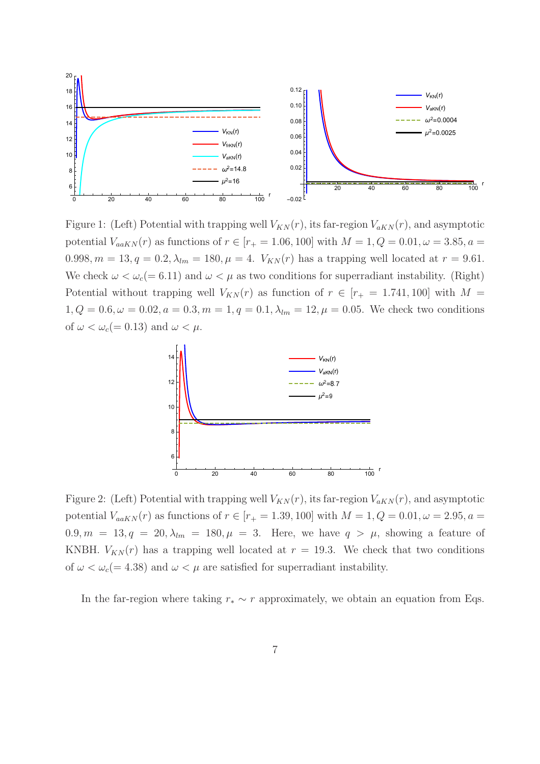Figure 1: (Left) Potential with trapping well $V_{KN}(r)$, its far-region $V_{aKN}(r)$, and asymptotic potential $V_{aaKN}(r)$ as functions of $r \in [r_+ = 1.06, 100]$ with $M = 1, Q = 0.01, \omega = 3.85, a = 0.998, m = 13, q = 0.2, \lambda_{lm} = 180, \mu = 4$. $V_{KN}(r)$ has a trapping well located at $r = 9.61$. We check $\omega < \omega_c (= 6.11)$ and $\omega < \mu$ as two conditions for superradiant instability. (Right) Potential without trapping well $V_{KN}(r)$ as function of $r \in [r_+ = 1.741, 100]$ with $M = 1, Q = 0.6, \omega = 0.02, a = 0.3, m = 1, q = 0.1, \lambda_{lm} = 12, \mu = 0.05$. We check two conditions of $\omega < \omega_c (= 0.13)$ and $\omega < \mu$.

Figure 2: (Left) Potential with trapping well $V_{KN}(r)$, its far-region $V_{aKN}(r)$, and asymptotic potential $V_{aaKN}(r)$ as functions of $r \in [r_+ = 1.39, 100]$ with $M = 1, Q = 0.01, \omega = 2.95, a = 0.9, m = 13, q = 20, \lambda_{lm} = 180, \mu = 3$. Here, we have $q > \mu$, showing a feature of KNBH. $V_{KN}(r)$ has a trapping well located at $r = 19.3$. We check that two conditions of $\omega < \omega_c (= 4.38)$ and $\omega < \mu$ are satisfied for superradiant instability.

In the far-region where taking $r_* \sim r$ approximately, we obtain an equation from Eqs.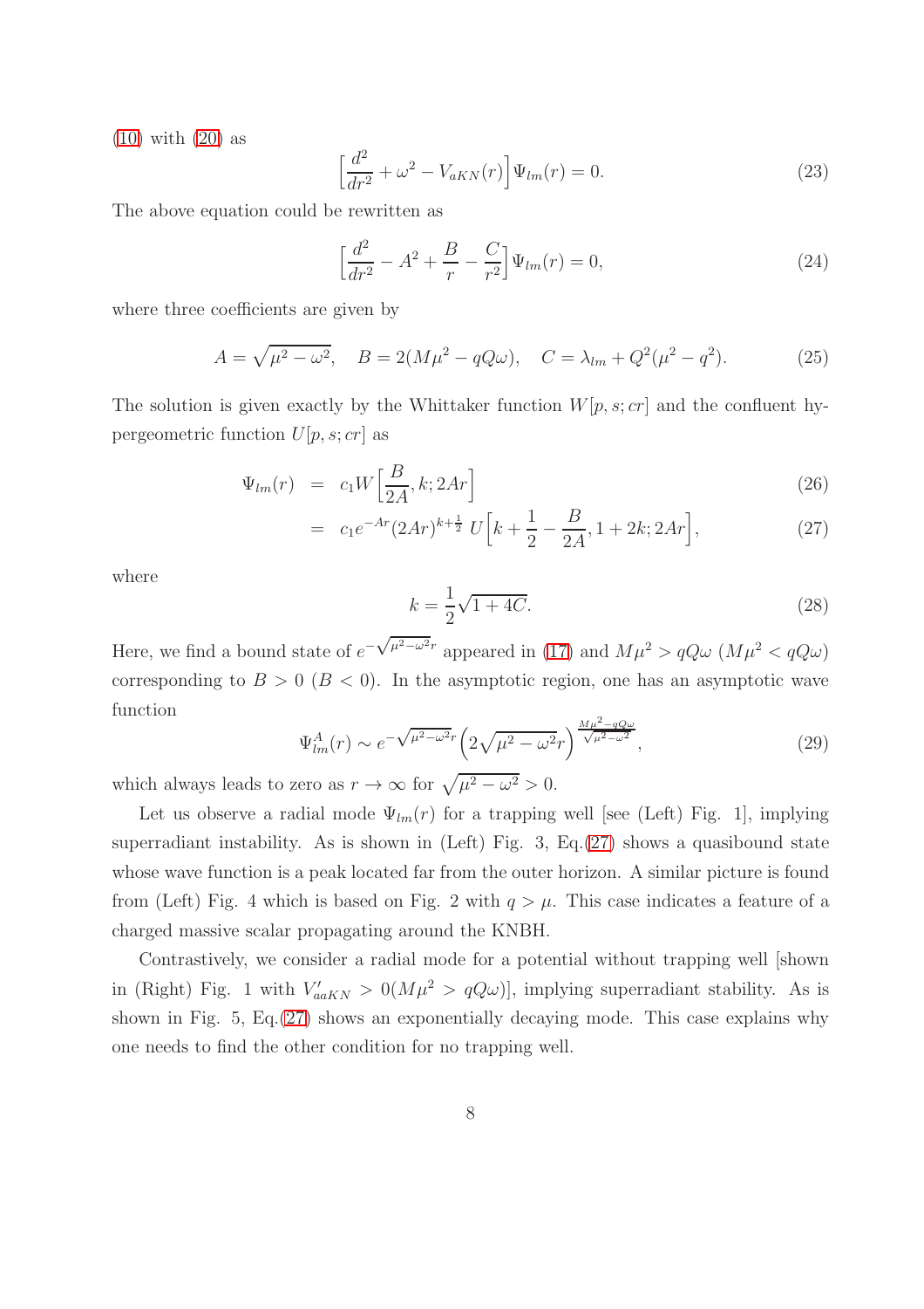(10) with (20) as

$$\Big[\frac{d^2}{dr^2} + \omega^2 - V_{aKN}(r)\Big]\Psi_{lm}(r) = 0. \tag{23}$$

The above equation could be rewritten as

$$\Big[\frac{d^2}{dr^2} - A^2 + \frac{B}{r} - \frac{C}{r^2}\Big]\Psi_{lm}(r) = 0, \tag{24}$$

where three coefficients are given by

$$A = \sqrt{\mu^2 - \omega^2}, \quad B = 2(M\mu^2 - qQ\omega), \quad C = \lambda_{lm} + Q^2(\mu^2 - q^2). \tag{25}$$

The solution is given exactly by the Whittaker function $W[p, s; cr]$ and the confluent hypergeometric function $U[p, s; cr]$ as

$$\Psi_{lm}(r) = c_1 W\Big[\frac{B}{2A}, k; 2Ar\Big] \tag{26}$$

$$= c_1 e^{-Ar}(2Ar)^{k+\frac{1}{2}}\ U\Big[k + \frac{1}{2} - \frac{B}{2A}, 1 + 2k; 2Ar\Big], \tag{27}$$

where

$$k = \frac{1}{2}\sqrt{1 + 4C}. \tag{28}$$

Here, we find a bound state of $e^{-\sqrt{\mu^2-\omega^2}r}$ appeared in (17) and $M\mu^2 > qQ\omega$ ($M\mu^2 < qQ\omega$) corresponding to $B > 0$ ($B < 0$). In the asymptotic region, one has an asymptotic wave function

$$\Psi^A_{lm}(r) \sim e^{-\sqrt{\mu^2-\omega^2}r}\Big(2\sqrt{\mu^2 - \omega^2}r\Big)^{\frac{M\mu^2 - qQ\omega}{\sqrt{\mu^2-\omega^2}}}, \tag{29}$$

which always leads to zero as $r \to \infty$ for $\sqrt{\mu^2 - \omega^2} > 0$.

Let us observe a radial mode $\Psi_{lm}(r)$ for a trapping well [see (Left) Fig. 1], implying superradiant instability. As is shown in (Left) Fig. 3, Eq.(27) shows a quasibound state whose wave function is a peak located far from the outer horizon. A similar picture is found from (Left) Fig. 4 which is based on Fig. 2 with $q > \mu$. This case indicates a feature of a charged massive scalar propagating around the KNBH.

Contrastively, we consider a radial mode for a potential without trapping well [shown in (Right) Fig. 1 with $V'_{aaKN} > 0 (M\mu^2 > qQ\omega)$], implying superradiant stability. As is shown in Fig. 5, Eq.(27) shows an exponentially decaying mode. This case explains why one needs to find the other condition for no trapping well.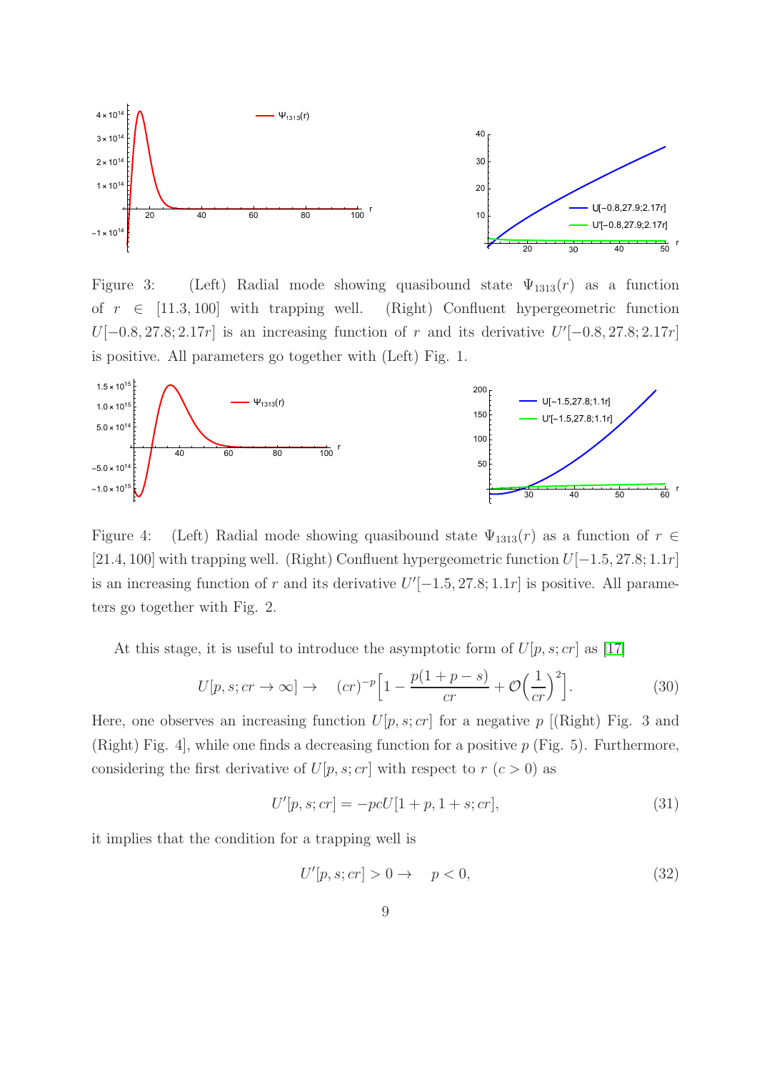Figure 3: (Left) Radial mode showing quasibound state $\Psi_{1313}(r)$ as a function of $r \in [11.3, 100]$ with trapping well. (Right) Confluent hypergeometric function $U[-0.8, 27.8; 2.17r]$ is an increasing function of $r$ and its derivative $U'[-0.8, 27.8; 2.17r]$ is positive. All parameters go together with (Left) Fig. 1.

Figure 4: (Left) Radial mode showing quasibound state $\Psi_{1313}(r)$ as a function of $r \in [21.4, 100]$ with trapping well. (Right) Confluent hypergeometric function $U[-1.5, 27.8; 1.1r]$ is an increasing function of $r$ and its derivative $U'[-1.5, 27.8; 1.1r]$ is positive. All parameters go together with Fig. 2.

At this stage, it is useful to introduce the asymptotic form of $U[p, s; cr]$ as [17]

$$U[p, s; cr \to \infty] \to \quad (cr)^{-p}\Big[1 - \frac{p(1+p-s)}{cr} + \mathcal{O}\Big(\frac{1}{cr}\Big)^2\Big]. \tag{30}$$

Here, one observes an increasing function $U[p, s; cr]$ for a negative $p$ [(Right) Fig. 3 and (Right) Fig. 4], while one finds a decreasing function for a positive $p$ (Fig. 5). Furthermore, considering the first derivative of $U[p, s; cr]$ with respect to $r$ ($c > 0$) as

$$U'[p, s; cr] = -pcU[1 + p, 1 + s; cr], \tag{31}$$

it implies that the condition for a trapping well is

$$U'[p, s; cr] > 0 \to \quad p < 0, \tag{32}$$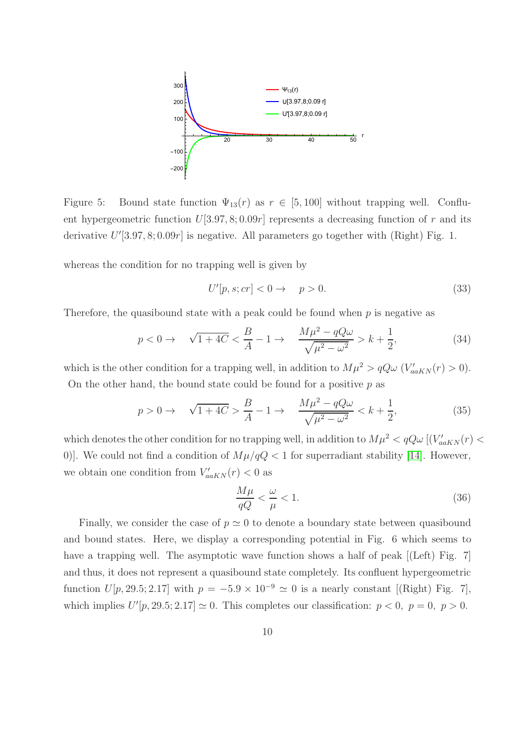Figure 5: Bound state function $\Psi_{13}(r)$ as $r \in [5, 100]$ without trapping well. Confluent hypergeometric function $U[3.97, 8; 0.09r]$ represents a decreasing function of $r$ and its derivative $U'[3.97, 8; 0.09r]$ is negative. All parameters go together with (Right) Fig. 1.

whereas the condition for no trapping well is given by

$$U'[p, s; cr] < 0 \rightarrow \quad p > 0. \tag{33}$$

Therefore, the quasibound state with a peak could be found when $p$ is negative as

$$p < 0 \rightarrow \quad \sqrt{1 + 4C} < \frac{B}{A} - 1 \rightarrow \quad \frac{M\mu^2 - qQ\omega}{\sqrt{\mu^2 - \omega^2}} > k + \frac{1}{2}, \tag{34}$$

which is the other condition for a trapping well, in addition to $M\mu^2 > qQ\omega$ ($V'_{aaKN}(r) > 0$).

On the other hand, the bound state could be found for a positive $p$ as

$$p > 0 \rightarrow \quad \sqrt{1 + 4C} > \frac{B}{A} - 1 \rightarrow \quad \frac{M\mu^2 - qQ\omega}{\sqrt{\mu^2 - \omega^2}} < k + \frac{1}{2}, \tag{35}$$

which denotes the other condition for no trapping well, in addition to $M\mu^2 < qQ\omega$ [($V'_{aaKN}(r) < 0$)]. We could not find a condition of $M\mu/qQ < 1$ for superradiant stability [14]. However, we obtain one condition from $V'_{aaKN}(r) < 0$ as

$$\frac{M\mu}{qQ} < \frac{\omega}{\mu} < 1. \tag{36}$$

Finally, we consider the case of $p \simeq 0$ to denote a boundary state between quasibound and bound states. Here, we display a corresponding potential in Fig. 6 which seems to have a trapping well. The asymptotic wave function shows a half of peak [(Left) Fig. 7] and thus, it does not represent a quasibound state completely. Its confluent hypergeometric function $U[p, 29.5; 2.17]$ with $p = -5.9 \times 10^{-9} \simeq 0$ is a nearly constant [(Right) Fig. 7], which implies $U'[p, 29.5; 2.17] \simeq 0$. This completes our classification: $p < 0,\ p = 0,\ p > 0$.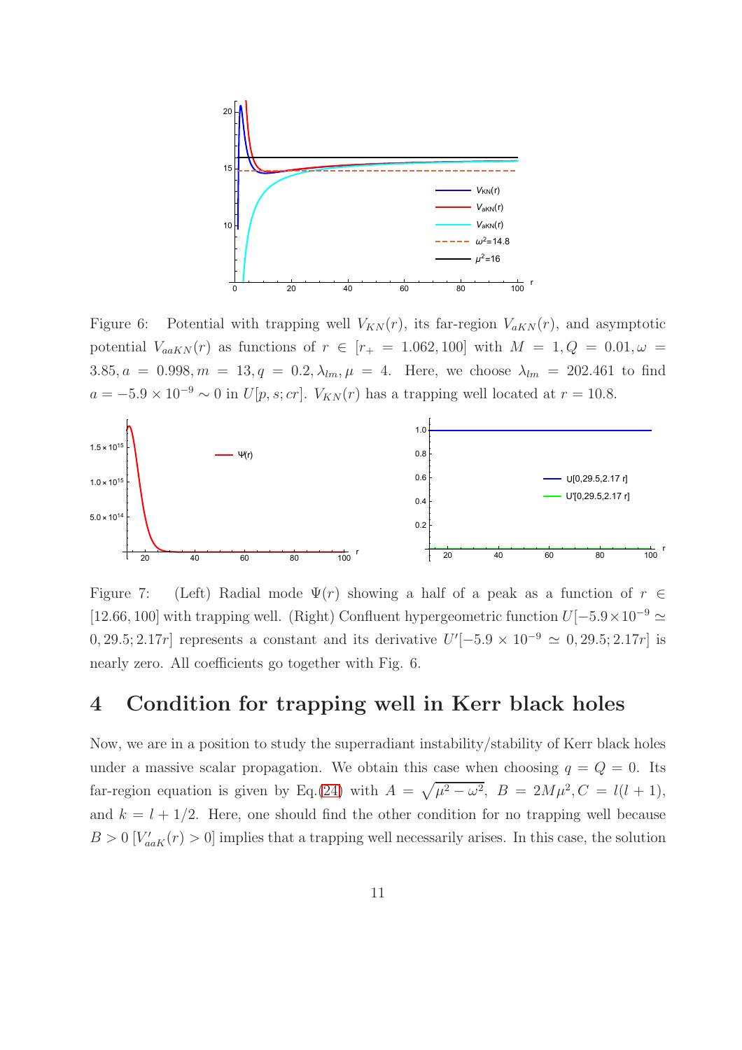Figure 6: Potential with trapping well $V_{KN}(r)$, its far-region $V_{aKN}(r)$, and asymptotic potential $V_{aaKN}(r)$ as functions of $r \in [r_+ = 1.062, 100]$ with $M = 1, Q = 0.01, \omega = 3.85, a = 0.998, m = 13, q = 0.2, \lambda_{lm}, \mu = 4$. Here, we choose $\lambda_{lm} = 202.461$ to find $a = -5.9 \times 10^{-9} \sim 0$ in $U[p, s; cr]$. $V_{KN}(r)$ has a trapping well located at $r = 10.8$.

Figure 7: (Left) Radial mode $\Psi(r)$ showing a half of a peak as a function of $r \in [12.66, 100]$ with trapping well. (Right) Confluent hypergeometric function $U[-5.9\times10^{-9} \simeq 0, 29.5; 2.17r]$ represents a constant and its derivative $U'[-5.9 \times 10^{-9} \simeq 0, 29.5; 2.17r]$ is nearly zero. All coefficients go together with Fig. 6.

## 4 Condition for trapping well in Kerr black holes

Now, we are in a position to study the superradiant instability/stability of Kerr black holes under a massive scalar propagation. We obtain this case when choosing $q = Q = 0$. Its far-region equation is given by Eq.(24) with $A = \sqrt{\mu^2 - \omega^2},\ B = 2M\mu^2, C = l(l + 1)$, and $k = l + 1/2$. Here, one should find the other condition for no trapping well because $B > 0$ $[V'_{aaK}(r) > 0]$ implies that a trapping well necessarily arises. In this case, the solution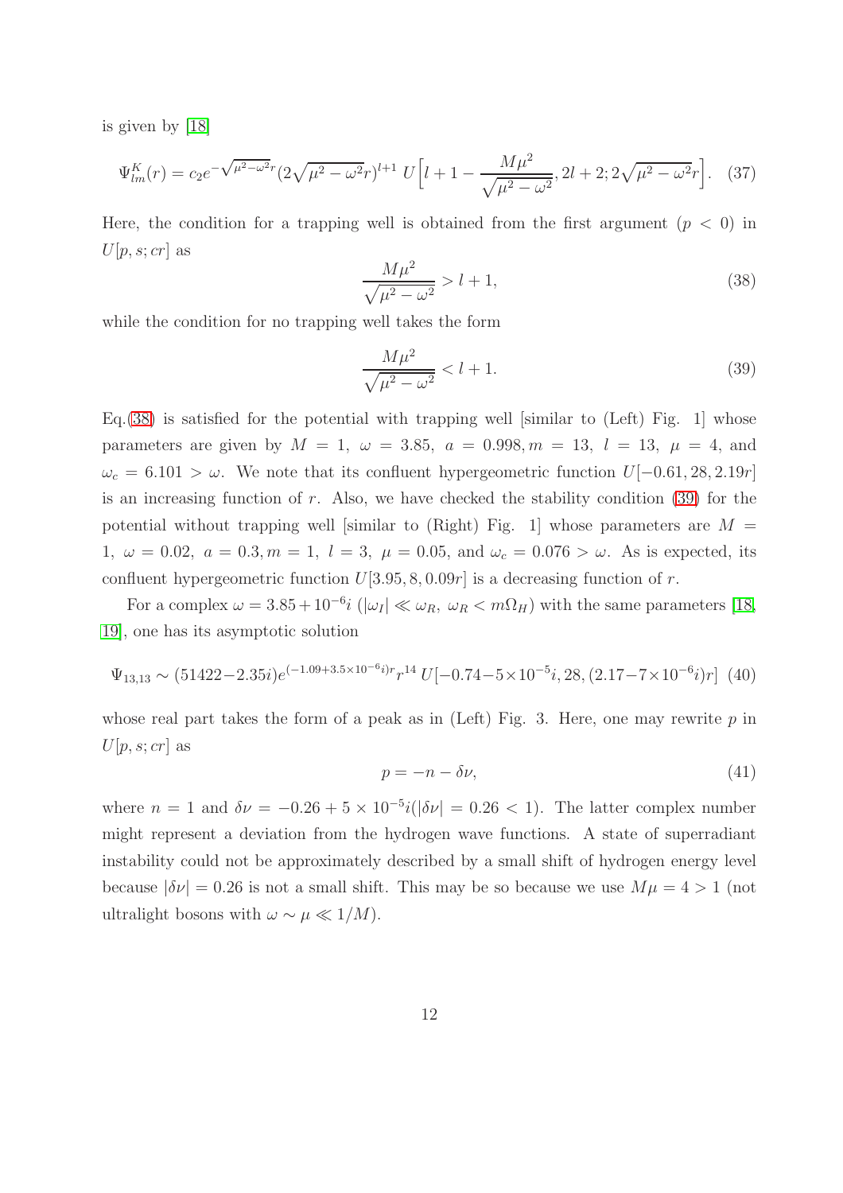is given by [18]

$$\Psi^K_{lm}(r) = c_2 e^{-\sqrt{\mu^2-\omega^2}r}(2\sqrt{\mu^2-\omega^2}r)^{l+1}\; U\Big[l+1-\frac{M\mu^2}{\sqrt{\mu^2-\omega^2}}, 2l+2; 2\sqrt{\mu^2-\omega^2}r\Big]. \quad (37)$$

Here, the condition for a trapping well is obtained from the first argument ($p<0$) in $U[p,s;cr]$ as

$$\frac{M\mu^2}{\sqrt{\mu^2-\omega^2}} > l+1, \quad (38)$$

while the condition for no trapping well takes the form

$$\frac{M\mu^2}{\sqrt{\mu^2-\omega^2}} < l+1. \quad (39)$$

Eq.(38) is satisfied for the potential with trapping well [similar to (Left) Fig. 1] whose parameters are given by $M=1,\ \omega=3.85,\ a=0.998, m=13,\ l=13,\ \mu=4$, and $\omega_c=6.101>\omega$. We note that its confluent hypergeometric function $U[-0.61,28,2.19r]$ is an increasing function of $r$. Also, we have checked the stability condition (39) for the potential without trapping well [similar to (Right) Fig. 1] whose parameters are $M=1,\ \omega=0.02,\ a=0.3, m=1,\ l=3,\ \mu=0.05$, and $\omega_c=0.076>\omega$. As is expected, its confluent hypergeometric function $U[3.95,8,0.09r]$ is a decreasing function of $r$.

For a complex $\omega=3.85+10^{-6}i$ ($|\omega_I|\ll\omega_R,\ \omega_R<m\Omega_H$) with the same parameters [18, 19], one has its asymptotic solution

$$\Psi_{13,13}\sim(51422-2.35i)e^{(-1.09+3.5\times10^{-6}i)r}r^{14}\; U[-0.74-5\times10^{-5}i, 28, (2.17-7\times10^{-6}i)r] \quad (40)$$

whose real part takes the form of a peak as in (Left) Fig. 3. Here, one may rewrite $p$ in $U[p,s;cr]$ as

$$p=-n-\delta\nu, \quad (41)$$

where $n=1$ and $\delta\nu=-0.26+5\times10^{-5}i(|\delta\nu|=0.26<1)$. The latter complex number might represent a deviation from the hydrogen wave functions. A state of superradiant instability could not be approximately described by a small shift of hydrogen energy level because $|\delta\nu|=0.26$ is not a small shift. This may be so because we use $M\mu=4>1$ (not ultralight bosons with $\omega\sim\mu\ll1/M$).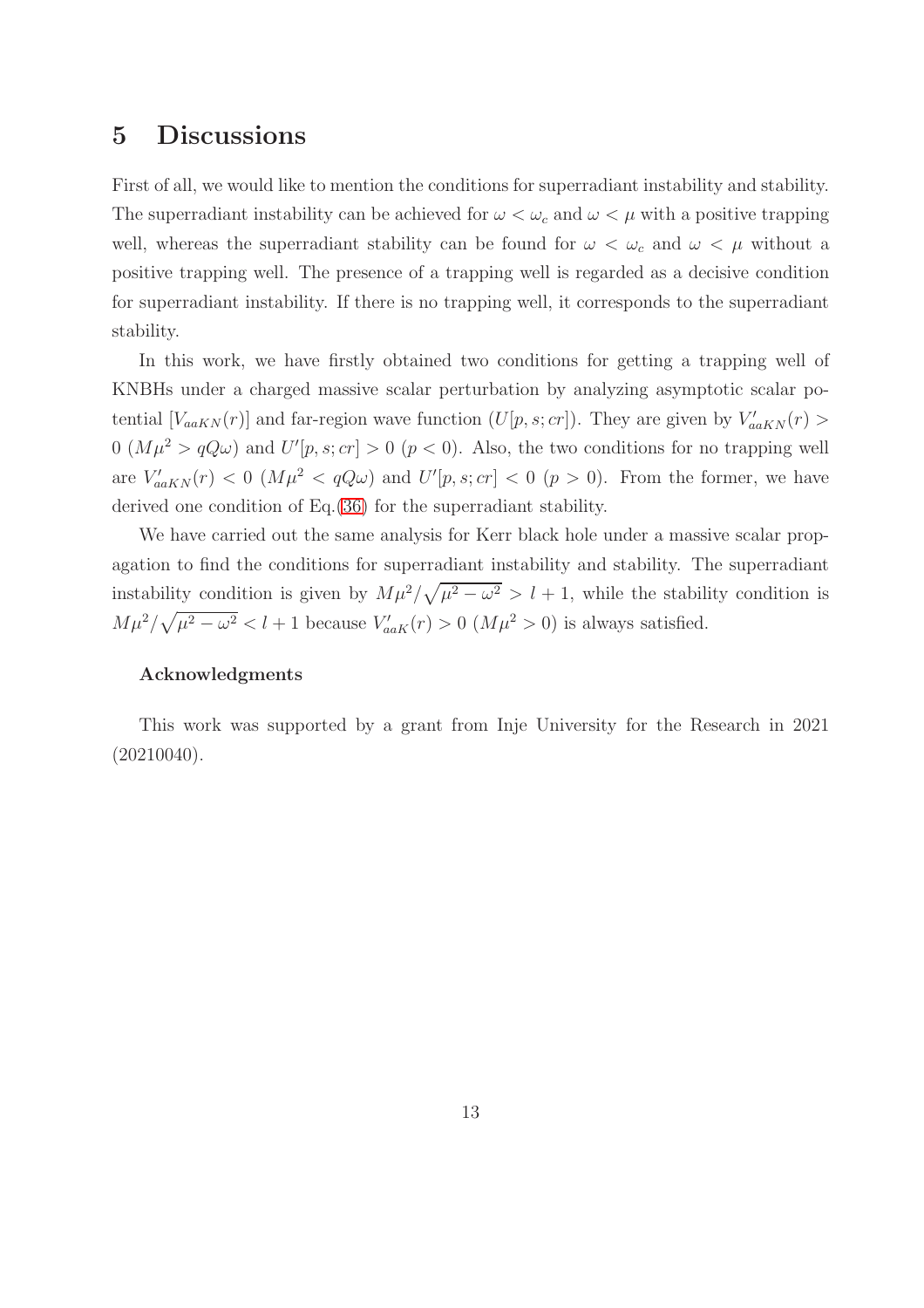# 5 Discussions

First of all, we would like to mention the conditions for superradiant instability and stability. The superradiant instability can be achieved for $\omega < \omega_c$ and $\omega < \mu$ with a positive trapping well, whereas the superradiant stability can be found for $\omega < \omega_c$ and $\omega < \mu$ without a positive trapping well. The presence of a trapping well is regarded as a decisive condition for superradiant instability. If there is no trapping well, it corresponds to the superradiant stability.

In this work, we have firstly obtained two conditions for getting a trapping well of KNBHs under a charged massive scalar perturbation by analyzing asymptotic scalar potential $[V_{aaKN}(r)]$ and far-region wave function $(U[p, s; cr])$. They are given by $V'_{aaKN}(r) > 0$ $(M\mu^2 > qQ\omega)$ and $U'[p, s; cr] > 0$ $(p < 0)$. Also, the two conditions for no trapping well are $V'_{aaKN}(r) < 0$ $(M\mu^2 < qQ\omega)$ and $U'[p, s; cr] < 0$ $(p > 0)$. From the former, we have derived one condition of Eq.(36) for the superradiant stability.

We have carried out the same analysis for Kerr black hole under a massive scalar propagation to find the conditions for superradiant instability and stability. The superradiant instability condition is given by $M\mu^2/\sqrt{\mu^2 - \omega^2} > l + 1$, while the stability condition is $M\mu^2/\sqrt{\mu^2 - \omega^2} < l + 1$ because $V'_{aaK}(r) > 0$ $(M\mu^2 > 0)$ is always satisfied.

### Acknowledgments

This work was supported by a grant from Inje University for the Research in 2021 (20210040).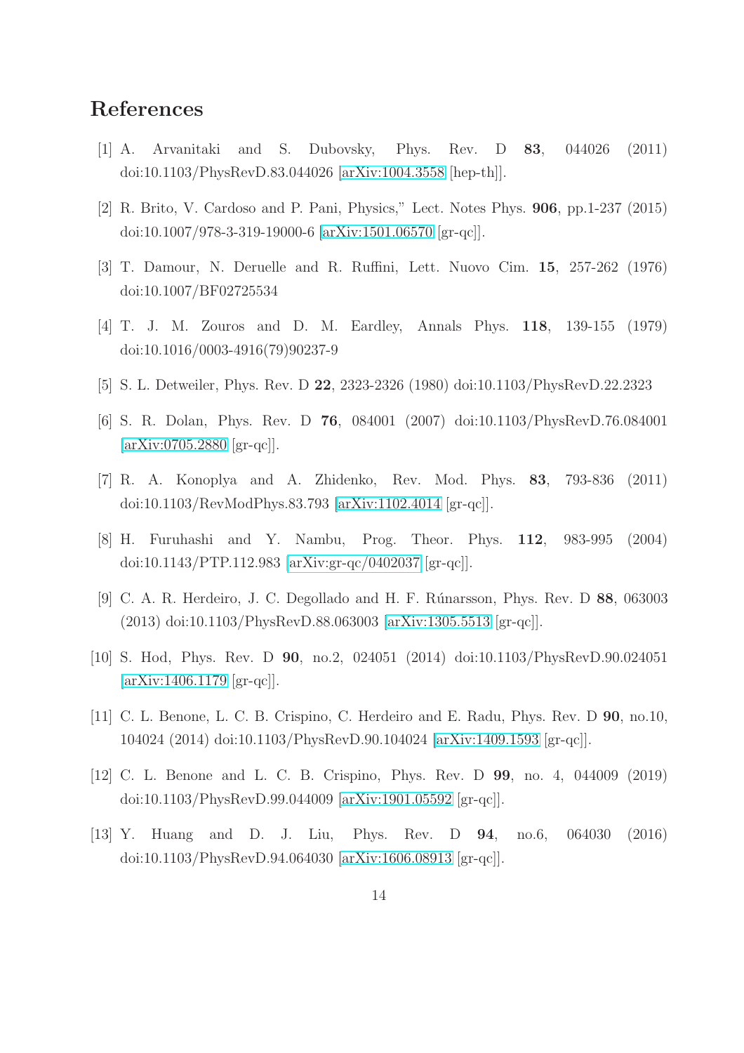# References

[1] A. Arvanitaki and S. Dubovsky, Phys. Rev. D **83**, 044026 (2011) doi:10.1103/PhysRevD.83.044026 [arXiv:1004.3558 [hep-th]].

[2] R. Brito, V. Cardoso and P. Pani, Physics," Lect. Notes Phys. **906**, pp.1-237 (2015) doi:10.1007/978-3-319-19000-6 [arXiv:1501.06570 [gr-qc]].

[3] T. Damour, N. Deruelle and R. Ruffini, Lett. Nuovo Cim. **15**, 257-262 (1976) doi:10.1007/BF02725534

[4] T. J. M. Zouros and D. M. Eardley, Annals Phys. **118**, 139-155 (1979) doi:10.1016/0003-4916(79)90237-9

[5] S. L. Detweiler, Phys. Rev. D **22**, 2323-2326 (1980) doi:10.1103/PhysRevD.22.2323

[6] S. R. Dolan, Phys. Rev. D **76**, 084001 (2007) doi:10.1103/PhysRevD.76.084001 [arXiv:0705.2880 [gr-qc]].

[7] R. A. Konoplya and A. Zhidenko, Rev. Mod. Phys. **83**, 793-836 (2011) doi:10.1103/RevModPhys.83.793 [arXiv:1102.4014 [gr-qc]].

[8] H. Furuhashi and Y. Nambu, Prog. Theor. Phys. **112**, 983-995 (2004) doi:10.1143/PTP.112.983 [arXiv:gr-qc/0402037 [gr-qc]].

[9] C. A. R. Herdeiro, J. C. Degollado and H. F. Rúnarsson, Phys. Rev. D **88**, 063003 (2013) doi:10.1103/PhysRevD.88.063003 [arXiv:1305.5513 [gr-qc]].

[10] S. Hod, Phys. Rev. D **90**, no.2, 024051 (2014) doi:10.1103/PhysRevD.90.024051 [arXiv:1406.1179 [gr-qc]].

[11] C. L. Benone, L. C. B. Crispino, C. Herdeiro and E. Radu, Phys. Rev. D **90**, no.10, 104024 (2014) doi:10.1103/PhysRevD.90.104024 [arXiv:1409.1593 [gr-qc]].

[12] C. L. Benone and L. C. B. Crispino, Phys. Rev. D **99**, no. 4, 044009 (2019) doi:10.1103/PhysRevD.99.044009 [arXiv:1901.05592 [gr-qc]].

[13] Y. Huang and D. J. Liu, Phys. Rev. D **94**, no.6, 064030 (2016) doi:10.1103/PhysRevD.94.064030 [arXiv:1606.08913 [gr-qc]].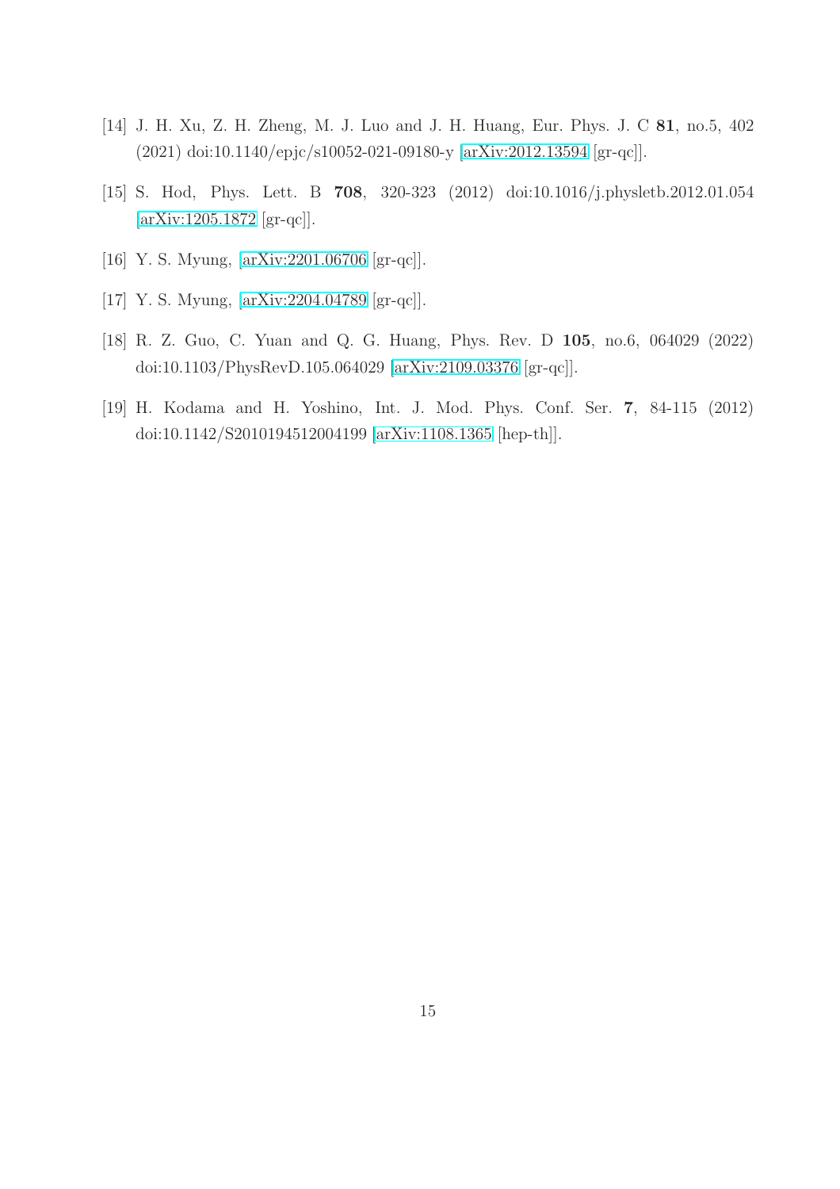[14] J. H. Xu, Z. H. Zheng, M. J. Luo and J. H. Huang, Eur. Phys. J. C **81**, no.5, 402 (2021) doi:10.1140/epjc/s10052-021-09180-y [arXiv:2012.13594 [gr-qc]].

[15] S. Hod, Phys. Lett. B **708**, 320-323 (2012) doi:10.1016/j.physletb.2012.01.054 [arXiv:1205.1872 [gr-qc]].

[16] Y. S. Myung, [arXiv:2201.06706 [gr-qc]].

[17] Y. S. Myung, [arXiv:2204.04789 [gr-qc]].

[18] R. Z. Guo, C. Yuan and Q. G. Huang, Phys. Rev. D **105**, no.6, 064029 (2022) doi:10.1103/PhysRevD.105.064029 [arXiv:2109.03376 [gr-qc]].

[19] H. Kodama and H. Yoshino, Int. J. Mod. Phys. Conf. Ser. **7**, 84-115 (2012) doi:10.1142/S2010194512004199 [arXiv:1108.1365 [hep-th]].